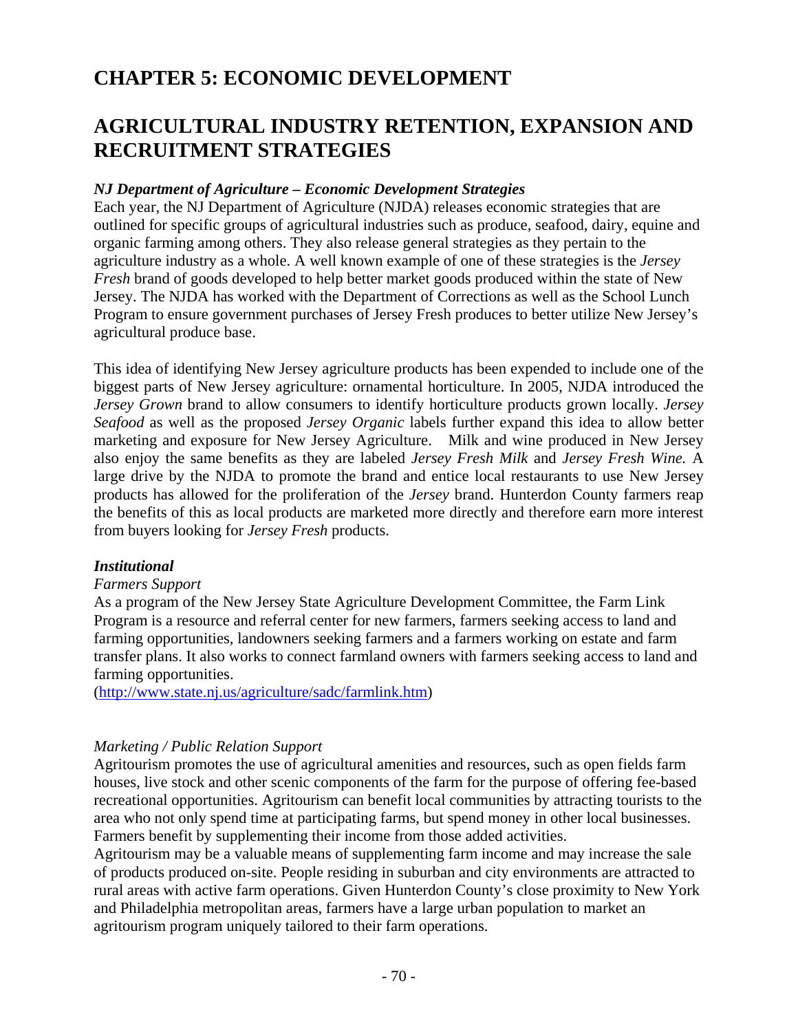# CHAPTER 5: ECONOMIC DEVELOPMENT

# AGRICULTURAL INDUSTRY RETENTION, EXPANSION AND RECRUITMENT STRATEGIES

***NJ Department of Agriculture – Economic Development Strategies***

Each year, the NJ Department of Agriculture (NJDA) releases economic strategies that are outlined for specific groups of agricultural industries such as produce, seafood, dairy, equine and organic farming among others. They also release general strategies as they pertain to the agriculture industry as a whole. A well known example of one of these strategies is the *Jersey Fresh* brand of goods developed to help better market goods produced within the state of New Jersey. The NJDA has worked with the Department of Corrections as well as the School Lunch Program to ensure government purchases of Jersey Fresh produces to better utilize New Jersey's agricultural produce base.

This idea of identifying New Jersey agriculture products has been expended to include one of the biggest parts of New Jersey agriculture: ornamental horticulture. In 2005, NJDA introduced the *Jersey Grown* brand to allow consumers to identify horticulture products grown locally. *Jersey Seafood* as well as the proposed *Jersey Organic* labels further expand this idea to allow better marketing and exposure for New Jersey Agriculture. Milk and wine produced in New Jersey also enjoy the same benefits as they are labeled *Jersey Fresh Milk* and *Jersey Fresh Wine.* A large drive by the NJDA to promote the brand and entice local restaurants to use New Jersey products has allowed for the proliferation of the *Jersey* brand. Hunterdon County farmers reap the benefits of this as local products are marketed more directly and therefore earn more interest from buyers looking for *Jersey Fresh* products.

***Institutional***

*Farmers Support*

As a program of the New Jersey State Agriculture Development Committee, the Farm Link Program is a resource and referral center for new farmers, farmers seeking access to land and farming opportunities, landowners seeking farmers and a farmers working on estate and farm transfer plans. It also works to connect farmland owners with farmers seeking access to land and farming opportunities.
(http://www.state.nj.us/agriculture/sadc/farmlink.htm)

*Marketing / Public Relation Support*

Agritourism promotes the use of agricultural amenities and resources, such as open fields farm houses, live stock and other scenic components of the farm for the purpose of offering fee-based recreational opportunities. Agritourism can benefit local communities by attracting tourists to the area who not only spend time at participating farms, but spend money in other local businesses. Farmers benefit by supplementing their income from those added activities.

Agritourism may be a valuable means of supplementing farm income and may increase the sale of products produced on-site. People residing in suburban and city environments are attracted to rural areas with active farm operations. Given Hunterdon County's close proximity to New York and Philadelphia metropolitan areas, farmers have a large urban population to market an agritourism program uniquely tailored to their farm operations.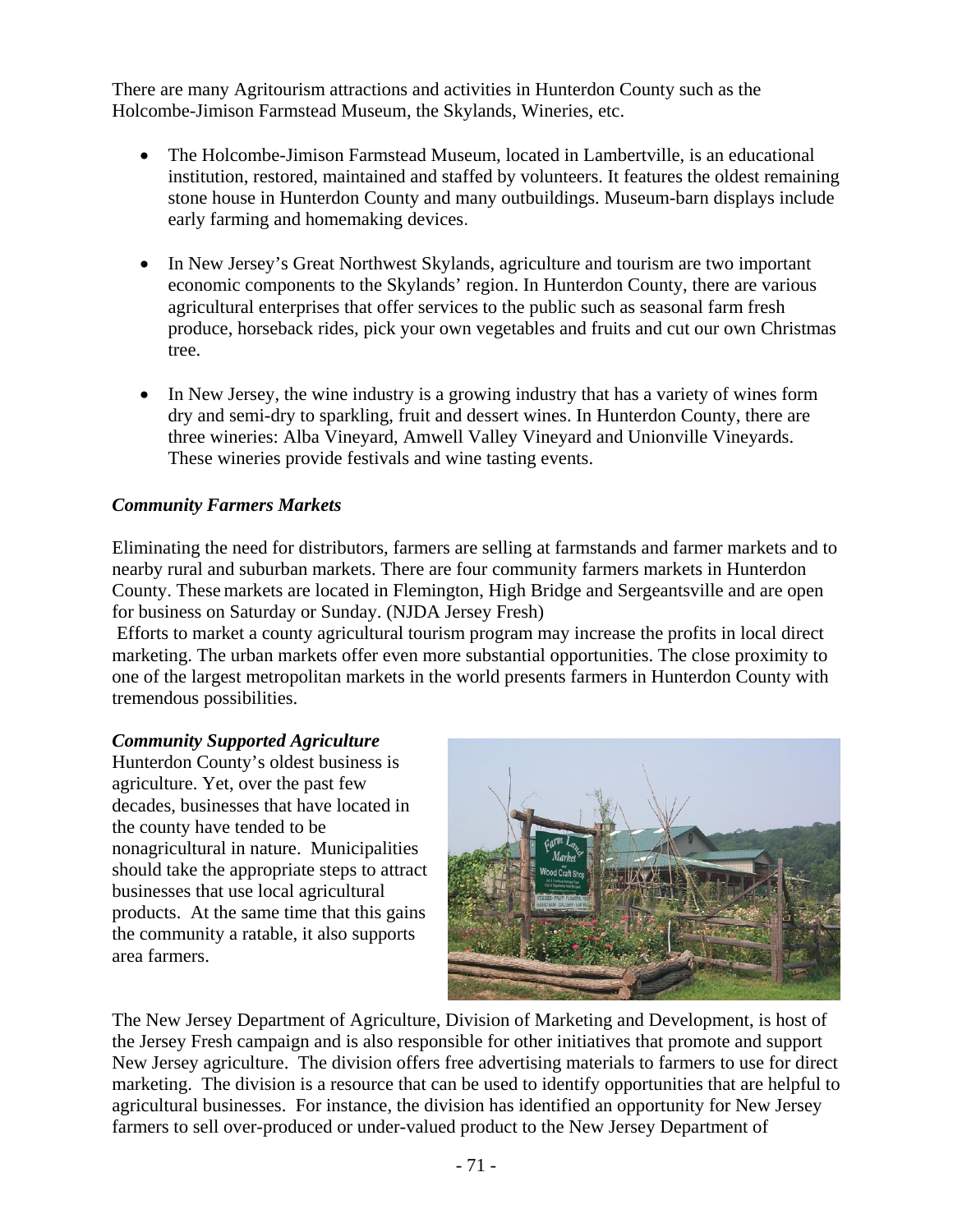There are many Agritourism attractions and activities in Hunterdon County such as the Holcombe-Jimison Farmstead Museum, the Skylands, Wineries, etc.

- The Holcombe-Jimison Farmstead Museum, located in Lambertville, is an educational institution, restored, maintained and staffed by volunteers. It features the oldest remaining stone house in Hunterdon County and many outbuildings. Museum-barn displays include early farming and homemaking devices.

- In New Jersey's Great Northwest Skylands, agriculture and tourism are two important economic components to the Skylands' region. In Hunterdon County, there are various agricultural enterprises that offer services to the public such as seasonal farm fresh produce, horseback rides, pick your own vegetables and fruits and cut our own Christmas tree.

- In New Jersey, the wine industry is a growing industry that has a variety of wines form dry and semi-dry to sparkling, fruit and dessert wines. In Hunterdon County, there are three wineries: Alba Vineyard, Amwell Valley Vineyard and Unionville Vineyards. These wineries provide festivals and wine tasting events.

***Community Farmers Markets***

Eliminating the need for distributors, farmers are selling at farmstands and farmer markets and to nearby rural and suburban markets. There are four community farmers markets in Hunterdon County. These markets are located in Flemington, High Bridge and Sergeantsville and are open for business on Saturday or Sunday. (NJDA Jersey Fresh)

Efforts to market a county agricultural tourism program may increase the profits in local direct marketing. The urban markets offer even more substantial opportunities. The close proximity to one of the largest metropolitan markets in the world presents farmers in Hunterdon County with tremendous possibilities.

***Community Supported Agriculture***

Hunterdon County's oldest business is agriculture. Yet, over the past few decades, businesses that have located in the county have tended to be nonagricultural in nature. Municipalities should take the appropriate steps to attract businesses that use local agricultural products. At the same time that this gains the community a ratable, it also supports area farmers.

The New Jersey Department of Agriculture, Division of Marketing and Development, is host of the Jersey Fresh campaign and is also responsible for other initiatives that promote and support New Jersey agriculture. The division offers free advertising materials to farmers to use for direct marketing. The division is a resource that can be used to identify opportunities that are helpful to agricultural businesses. For instance, the division has identified an opportunity for New Jersey farmers to sell over-produced or under-valued product to the New Jersey Department of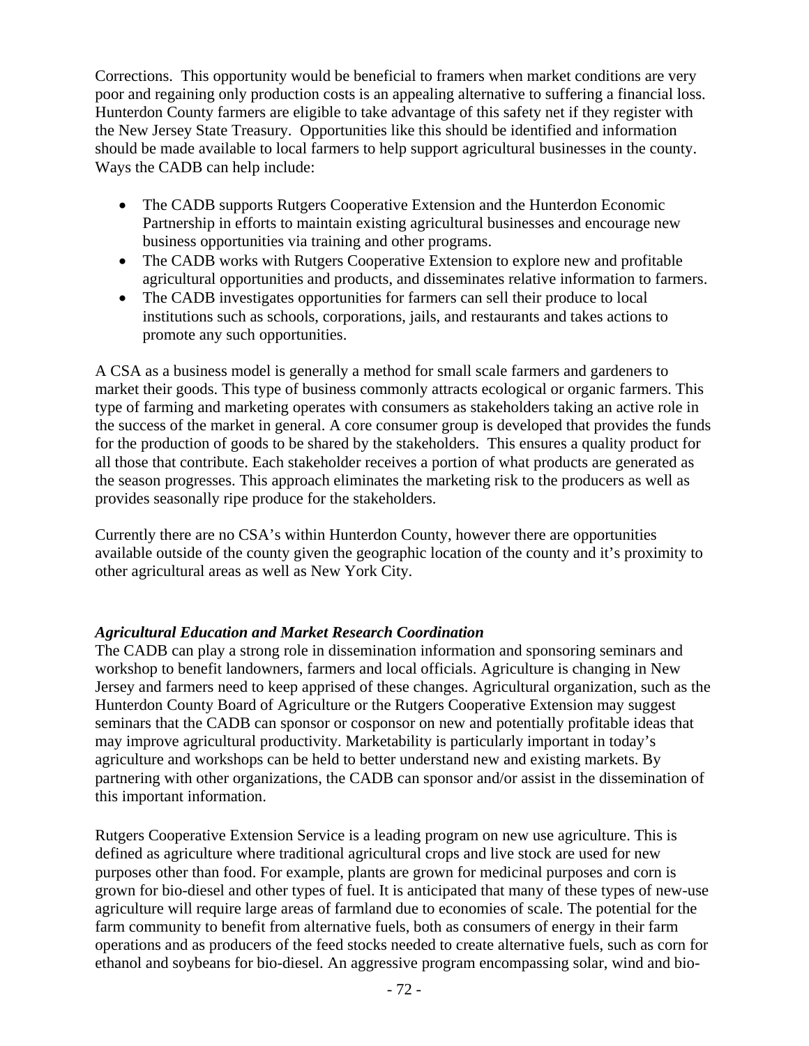Corrections. This opportunity would be beneficial to framers when market conditions are very poor and regaining only production costs is an appealing alternative to suffering a financial loss. Hunterdon County farmers are eligible to take advantage of this safety net if they register with the New Jersey State Treasury. Opportunities like this should be identified and information should be made available to local farmers to help support agricultural businesses in the county. Ways the CADB can help include:

- The CADB supports Rutgers Cooperative Extension and the Hunterdon Economic Partnership in efforts to maintain existing agricultural businesses and encourage new business opportunities via training and other programs.
- The CADB works with Rutgers Cooperative Extension to explore new and profitable agricultural opportunities and products, and disseminates relative information to farmers.
- The CADB investigates opportunities for farmers can sell their produce to local institutions such as schools, corporations, jails, and restaurants and takes actions to promote any such opportunities.

A CSA as a business model is generally a method for small scale farmers and gardeners to market their goods. This type of business commonly attracts ecological or organic farmers. This type of farming and marketing operates with consumers as stakeholders taking an active role in the success of the market in general. A core consumer group is developed that provides the funds for the production of goods to be shared by the stakeholders. This ensures a quality product for all those that contribute. Each stakeholder receives a portion of what products are generated as the season progresses. This approach eliminates the marketing risk to the producers as well as provides seasonally ripe produce for the stakeholders.

Currently there are no CSA's within Hunterdon County, however there are opportunities available outside of the county given the geographic location of the county and it's proximity to other agricultural areas as well as New York City.

***Agricultural Education and Market Research Coordination***

The CADB can play a strong role in dissemination information and sponsoring seminars and workshop to benefit landowners, farmers and local officials. Agriculture is changing in New Jersey and farmers need to keep apprised of these changes. Agricultural organization, such as the Hunterdon County Board of Agriculture or the Rutgers Cooperative Extension may suggest seminars that the CADB can sponsor or cosponsor on new and potentially profitable ideas that may improve agricultural productivity. Marketability is particularly important in today's agriculture and workshops can be held to better understand new and existing markets. By partnering with other organizations, the CADB can sponsor and/or assist in the dissemination of this important information.

Rutgers Cooperative Extension Service is a leading program on new use agriculture. This is defined as agriculture where traditional agricultural crops and live stock are used for new purposes other than food. For example, plants are grown for medicinal purposes and corn is grown for bio-diesel and other types of fuel. It is anticipated that many of these types of new-use agriculture will require large areas of farmland due to economies of scale. The potential for the farm community to benefit from alternative fuels, both as consumers of energy in their farm operations and as producers of the feed stocks needed to create alternative fuels, such as corn for ethanol and soybeans for bio-diesel. An aggressive program encompassing solar, wind and bio-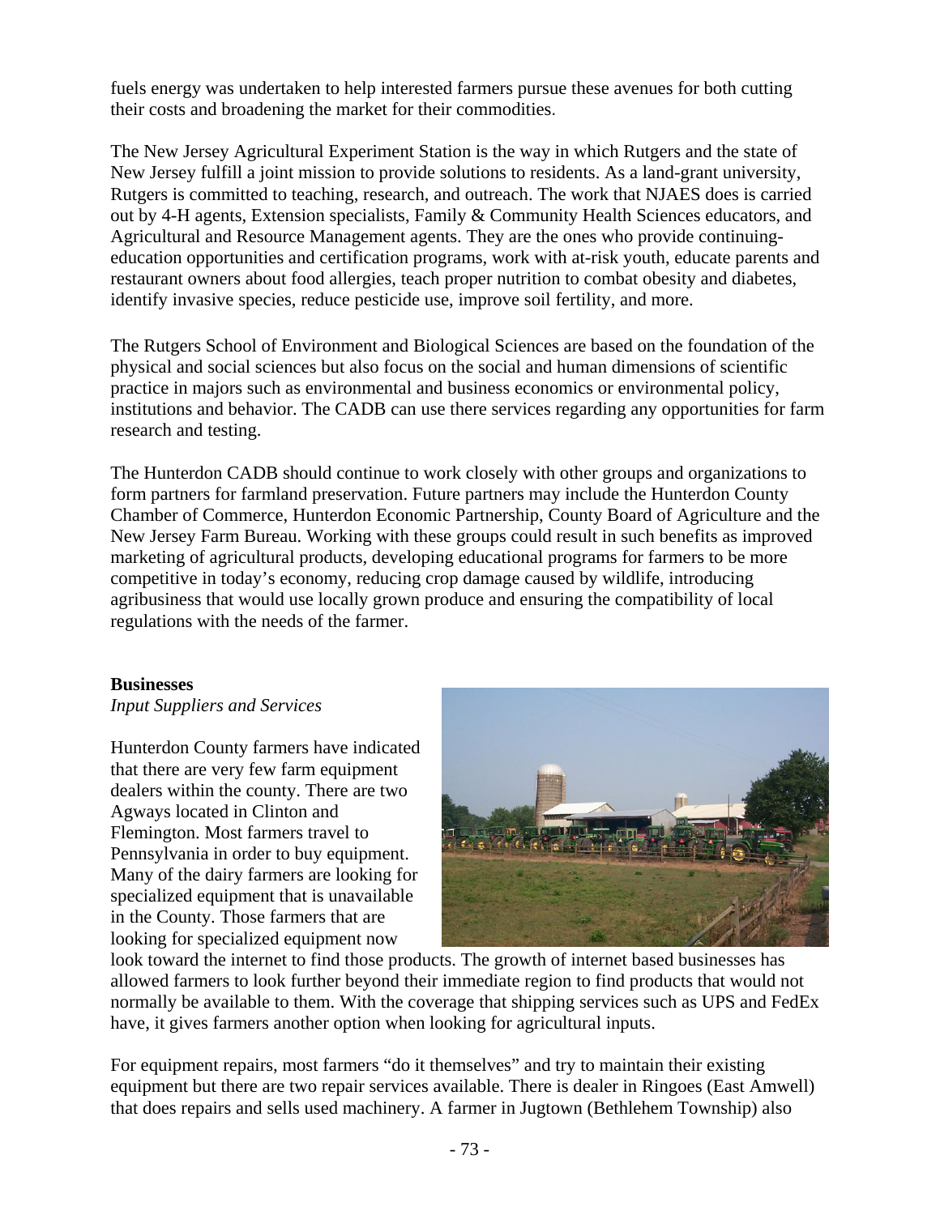fuels energy was undertaken to help interested farmers pursue these avenues for both cutting their costs and broadening the market for their commodities.

The New Jersey Agricultural Experiment Station is the way in which Rutgers and the state of New Jersey fulfill a joint mission to provide solutions to residents. As a land-grant university, Rutgers is committed to teaching, research, and outreach. The work that NJAES does is carried out by 4-H agents, Extension specialists, Family & Community Health Sciences educators, and Agricultural and Resource Management agents. They are the ones who provide continuing-education opportunities and certification programs, work with at-risk youth, educate parents and restaurant owners about food allergies, teach proper nutrition to combat obesity and diabetes, identify invasive species, reduce pesticide use, improve soil fertility, and more.

The Rutgers School of Environment and Biological Sciences are based on the foundation of the physical and social sciences but also focus on the social and human dimensions of scientific practice in majors such as environmental and business economics or environmental policy, institutions and behavior. The CADB can use there services regarding any opportunities for farm research and testing.

The Hunterdon CADB should continue to work closely with other groups and organizations to form partners for farmland preservation. Future partners may include the Hunterdon County Chamber of Commerce, Hunterdon Economic Partnership, County Board of Agriculture and the New Jersey Farm Bureau. Working with these groups could result in such benefits as improved marketing of agricultural products, developing educational programs for farmers to be more competitive in today's economy, reducing crop damage caused by wildlife, introducing agribusiness that would use locally grown produce and ensuring the compatibility of local regulations with the needs of the farmer.

**Businesses**

*Input Suppliers and Services*

Hunterdon County farmers have indicated that there are very few farm equipment dealers within the county. There are two Agways located in Clinton and Flemington. Most farmers travel to Pennsylvania in order to buy equipment. Many of the dairy farmers are looking for specialized equipment that is unavailable in the County. Those farmers that are looking for specialized equipment now look toward the internet to find those products. The growth of internet based businesses has allowed farmers to look further beyond their immediate region to find products that would not normally be available to them. With the coverage that shipping services such as UPS and FedEx have, it gives farmers another option when looking for agricultural inputs.

For equipment repairs, most farmers "do it themselves" and try to maintain their existing equipment but there are two repair services available. There is dealer in Ringoes (East Amwell) that does repairs and sells used machinery. A farmer in Jugtown (Bethlehem Township) also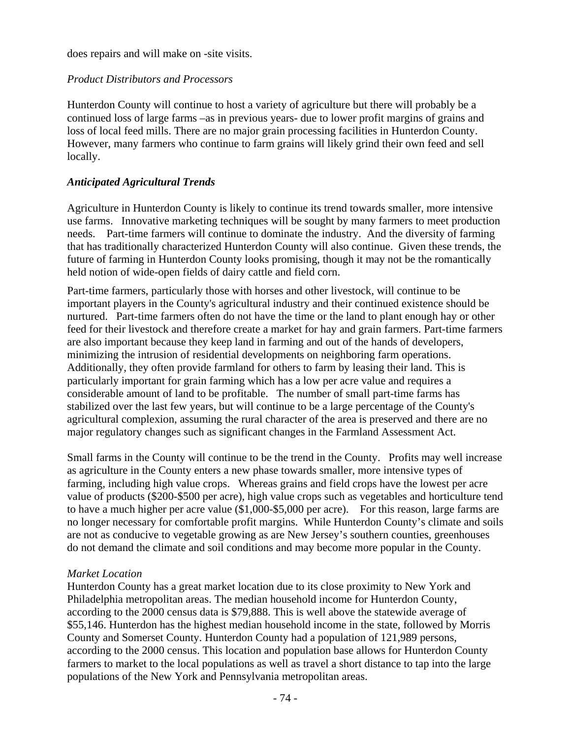does repairs and will make on -site visits.

*Product Distributors and Processors*

Hunterdon County will continue to host a variety of agriculture but there will probably be a continued loss of large farms –as in previous years- due to lower profit margins of grains and loss of local feed mills. There are no major grain processing facilities in Hunterdon County. However, many farmers who continue to farm grains will likely grind their own feed and sell locally.

### *Anticipated Agricultural Trends*

Agriculture in Hunterdon County is likely to continue its trend towards smaller, more intensive use farms. Innovative marketing techniques will be sought by many farmers to meet production needs. Part-time farmers will continue to dominate the industry. And the diversity of farming that has traditionally characterized Hunterdon County will also continue. Given these trends, the future of farming in Hunterdon County looks promising, though it may not be the romantically held notion of wide-open fields of dairy cattle and field corn.

Part-time farmers, particularly those with horses and other livestock, will continue to be important players in the County's agricultural industry and their continued existence should be nurtured. Part-time farmers often do not have the time or the land to plant enough hay or other feed for their livestock and therefore create a market for hay and grain farmers. Part-time farmers are also important because they keep land in farming and out of the hands of developers, minimizing the intrusion of residential developments on neighboring farm operations. Additionally, they often provide farmland for others to farm by leasing their land. This is particularly important for grain farming which has a low per acre value and requires a considerable amount of land to be profitable. The number of small part-time farms has stabilized over the last few years, but will continue to be a large percentage of the County's agricultural complexion, assuming the rural character of the area is preserved and there are no major regulatory changes such as significant changes in the Farmland Assessment Act.

Small farms in the County will continue to be the trend in the County. Profits may well increase as agriculture in the County enters a new phase towards smaller, more intensive types of farming, including high value crops. Whereas grains and field crops have the lowest per acre value of products ($200-$500 per acre), high value crops such as vegetables and horticulture tend to have a much higher per acre value ($1,000-$5,000 per acre). For this reason, large farms are no longer necessary for comfortable profit margins. While Hunterdon County's climate and soils are not as conducive to vegetable growing as are New Jersey's southern counties, greenhouses do not demand the climate and soil conditions and may become more popular in the County.

*Market Location*

Hunterdon County has a great market location due to its close proximity to New York and Philadelphia metropolitan areas. The median household income for Hunterdon County, according to the 2000 census data is $79,888. This is well above the statewide average of $55,146. Hunterdon has the highest median household income in the state, followed by Morris County and Somerset County. Hunterdon County had a population of 121,989 persons, according to the 2000 census. This location and population base allows for Hunterdon County farmers to market to the local populations as well as travel a short distance to tap into the large populations of the New York and Pennsylvania metropolitan areas.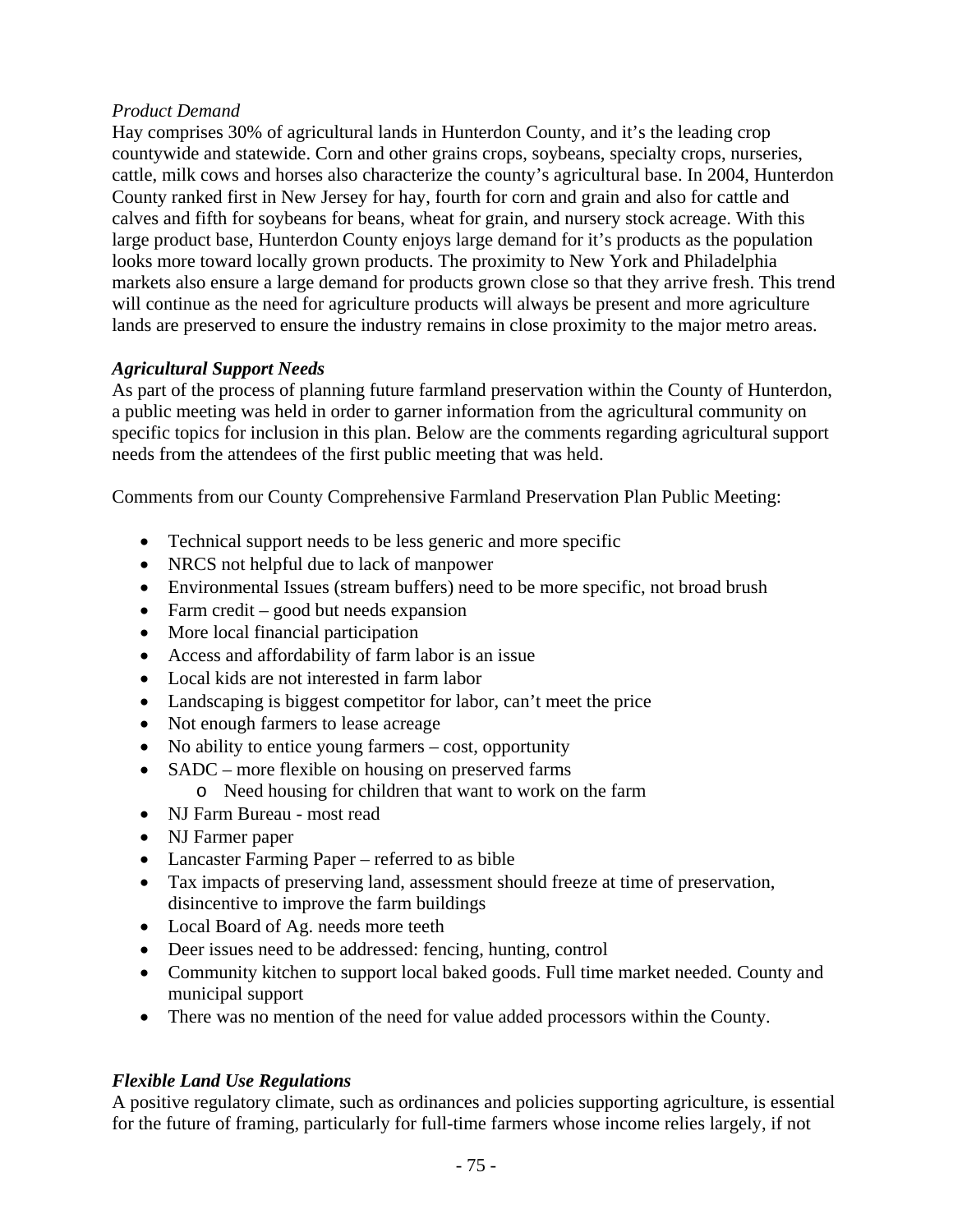*Product Demand*

Hay comprises 30% of agricultural lands in Hunterdon County, and it's the leading crop countywide and statewide. Corn and other grains crops, soybeans, specialty crops, nurseries, cattle, milk cows and horses also characterize the county's agricultural base. In 2004, Hunterdon County ranked first in New Jersey for hay, fourth for corn and grain and also for cattle and calves and fifth for soybeans for beans, wheat for grain, and nursery stock acreage. With this large product base, Hunterdon County enjoys large demand for it's products as the population looks more toward locally grown products. The proximity to New York and Philadelphia markets also ensure a large demand for products grown close so that they arrive fresh. This trend will continue as the need for agriculture products will always be present and more agriculture lands are preserved to ensure the industry remains in close proximity to the major metro areas.

***Agricultural Support Needs***

As part of the process of planning future farmland preservation within the County of Hunterdon, a public meeting was held in order to garner information from the agricultural community on specific topics for inclusion in this plan. Below are the comments regarding agricultural support needs from the attendees of the first public meeting that was held.

Comments from our County Comprehensive Farmland Preservation Plan Public Meeting:

- Technical support needs to be less generic and more specific
- NRCS not helpful due to lack of manpower
- Environmental Issues (stream buffers) need to be more specific, not broad brush
- Farm credit – good but needs expansion
- More local financial participation
- Access and affordability of farm labor is an issue
- Local kids are not interested in farm labor
- Landscaping is biggest competitor for labor, can't meet the price
- Not enough farmers to lease acreage
- No ability to entice young farmers – cost, opportunity
- SADC – more flexible on housing on preserved farms
    - Need housing for children that want to work on the farm
- NJ Farm Bureau - most read
- NJ Farmer paper
- Lancaster Farming Paper – referred to as bible
- Tax impacts of preserving land, assessment should freeze at time of preservation, disincentive to improve the farm buildings
- Local Board of Ag. needs more teeth
- Deer issues need to be addressed: fencing, hunting, control
- Community kitchen to support local baked goods. Full time market needed. County and municipal support
- There was no mention of the need for value added processors within the County.

***Flexible Land Use Regulations***

A positive regulatory climate, such as ordinances and policies supporting agriculture, is essential for the future of framing, particularly for full-time farmers whose income relies largely, if not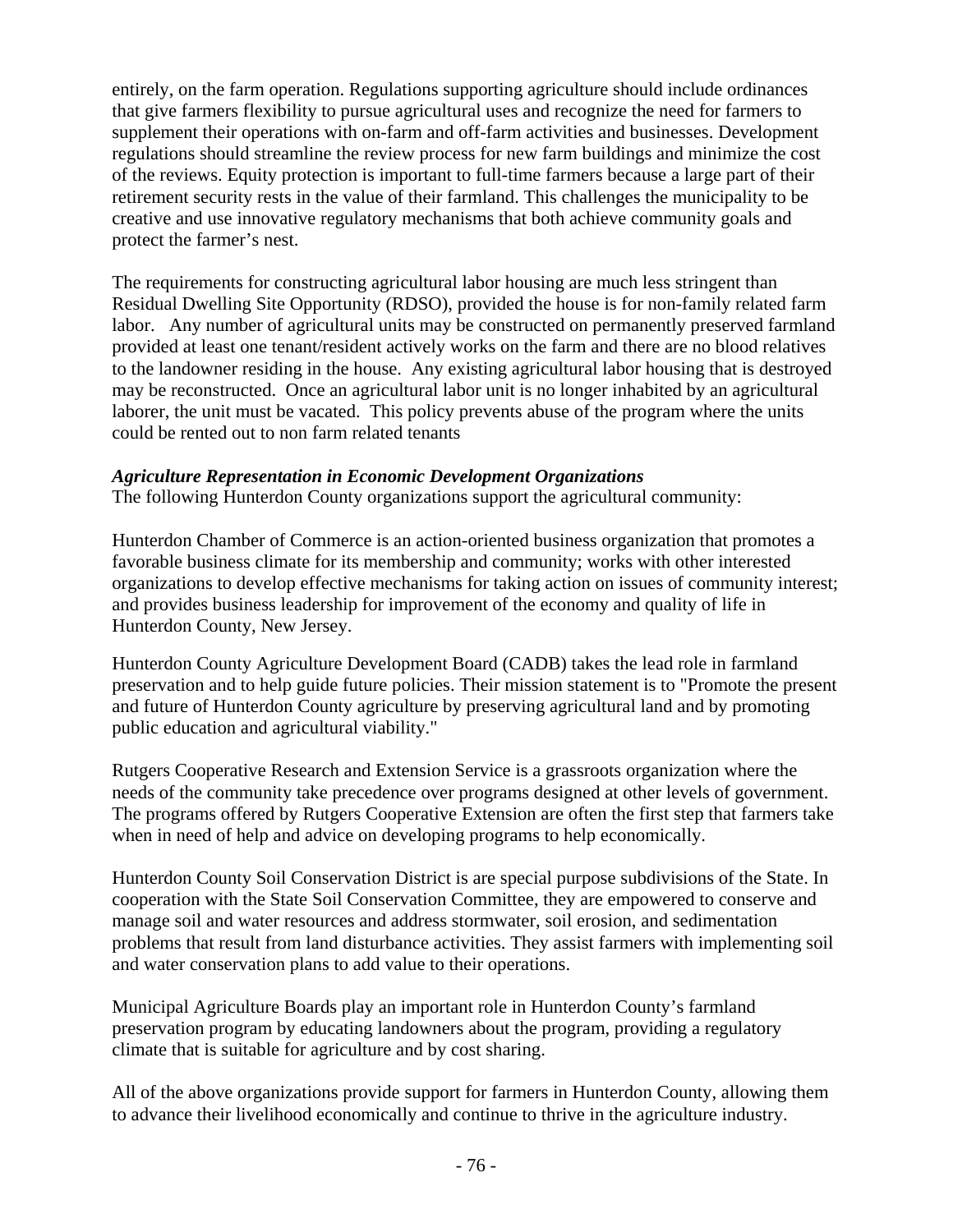entirely, on the farm operation. Regulations supporting agriculture should include ordinances that give farmers flexibility to pursue agricultural uses and recognize the need for farmers to supplement their operations with on-farm and off-farm activities and businesses. Development regulations should streamline the review process for new farm buildings and minimize the cost of the reviews. Equity protection is important to full-time farmers because a large part of their retirement security rests in the value of their farmland. This challenges the municipality to be creative and use innovative regulatory mechanisms that both achieve community goals and protect the farmer's nest.

The requirements for constructing agricultural labor housing are much less stringent than Residual Dwelling Site Opportunity (RDSO), provided the house is for non-family related farm labor. Any number of agricultural units may be constructed on permanently preserved farmland provided at least one tenant/resident actively works on the farm and there are no blood relatives to the landowner residing in the house. Any existing agricultural labor housing that is destroyed may be reconstructed. Once an agricultural labor unit is no longer inhabited by an agricultural laborer, the unit must be vacated. This policy prevents abuse of the program where the units could be rented out to non farm related tenants

***Agriculture Representation in Economic Development Organizations***

The following Hunterdon County organizations support the agricultural community:

Hunterdon Chamber of Commerce is an action-oriented business organization that promotes a favorable business climate for its membership and community; works with other interested organizations to develop effective mechanisms for taking action on issues of community interest; and provides business leadership for improvement of the economy and quality of life in Hunterdon County, New Jersey.

Hunterdon County Agriculture Development Board (CADB) takes the lead role in farmland preservation and to help guide future policies. Their mission statement is to "Promote the present and future of Hunterdon County agriculture by preserving agricultural land and by promoting public education and agricultural viability."

Rutgers Cooperative Research and Extension Service is a grassroots organization where the needs of the community take precedence over programs designed at other levels of government. The programs offered by Rutgers Cooperative Extension are often the first step that farmers take when in need of help and advice on developing programs to help economically.

Hunterdon County Soil Conservation District is are special purpose subdivisions of the State. In cooperation with the State Soil Conservation Committee, they are empowered to conserve and manage soil and water resources and address stormwater, soil erosion, and sedimentation problems that result from land disturbance activities. They assist farmers with implementing soil and water conservation plans to add value to their operations.

Municipal Agriculture Boards play an important role in Hunterdon County's farmland preservation program by educating landowners about the program, providing a regulatory climate that is suitable for agriculture and by cost sharing.

All of the above organizations provide support for farmers in Hunterdon County, allowing them to advance their livelihood economically and continue to thrive in the agriculture industry.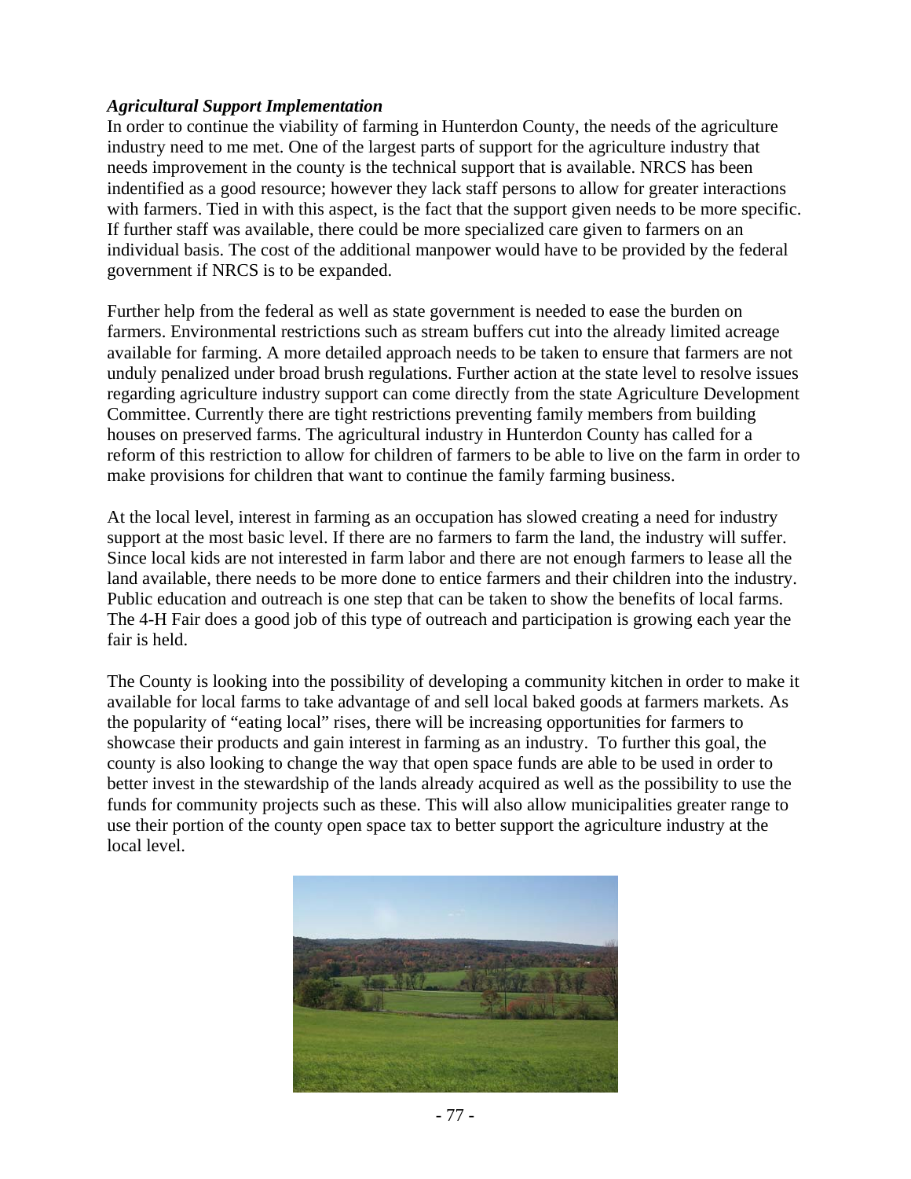### ***Agricultural Support Implementation***

In order to continue the viability of farming in Hunterdon County, the needs of the agriculture industry need to me met. One of the largest parts of support for the agriculture industry that needs improvement in the county is the technical support that is available. NRCS has been indentified as a good resource; however they lack staff persons to allow for greater interactions with farmers. Tied in with this aspect, is the fact that the support given needs to be more specific. If further staff was available, there could be more specialized care given to farmers on an individual basis. The cost of the additional manpower would have to be provided by the federal government if NRCS is to be expanded.

Further help from the federal as well as state government is needed to ease the burden on farmers. Environmental restrictions such as stream buffers cut into the already limited acreage available for farming. A more detailed approach needs to be taken to ensure that farmers are not unduly penalized under broad brush regulations. Further action at the state level to resolve issues regarding agriculture industry support can come directly from the state Agriculture Development Committee. Currently there are tight restrictions preventing family members from building houses on preserved farms. The agricultural industry in Hunterdon County has called for a reform of this restriction to allow for children of farmers to be able to live on the farm in order to make provisions for children that want to continue the family farming business.

At the local level, interest in farming as an occupation has slowed creating a need for industry support at the most basic level. If there are no farmers to farm the land, the industry will suffer. Since local kids are not interested in farm labor and there are not enough farmers to lease all the land available, there needs to be more done to entice farmers and their children into the industry. Public education and outreach is one step that can be taken to show the benefits of local farms. The 4-H Fair does a good job of this type of outreach and participation is growing each year the fair is held.

The County is looking into the possibility of developing a community kitchen in order to make it available for local farms to take advantage of and sell local baked goods at farmers markets. As the popularity of "eating local" rises, there will be increasing opportunities for farmers to showcase their products and gain interest in farming as an industry. To further this goal, the county is also looking to change the way that open space funds are able to be used in order to better invest in the stewardship of the lands already acquired as well as the possibility to use the funds for community projects such as these. This will also allow municipalities greater range to use their portion of the county open space tax to better support the agriculture industry at the local level.